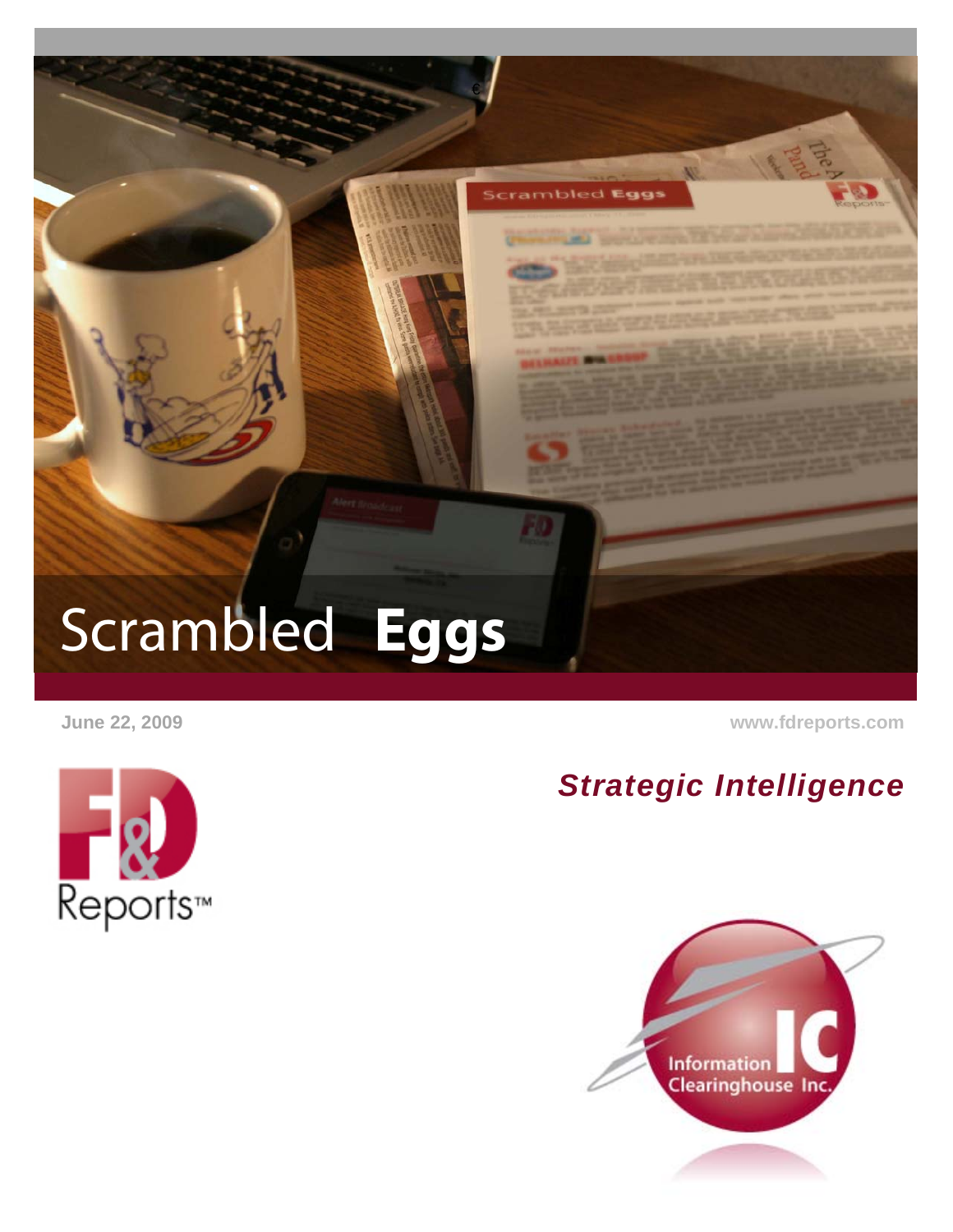# Scrambled **Eggs**

June 22, 2009

www.fdreports.com

F&D Reports™

***Strategic Intelligence***

Information Clearinghouse Inc.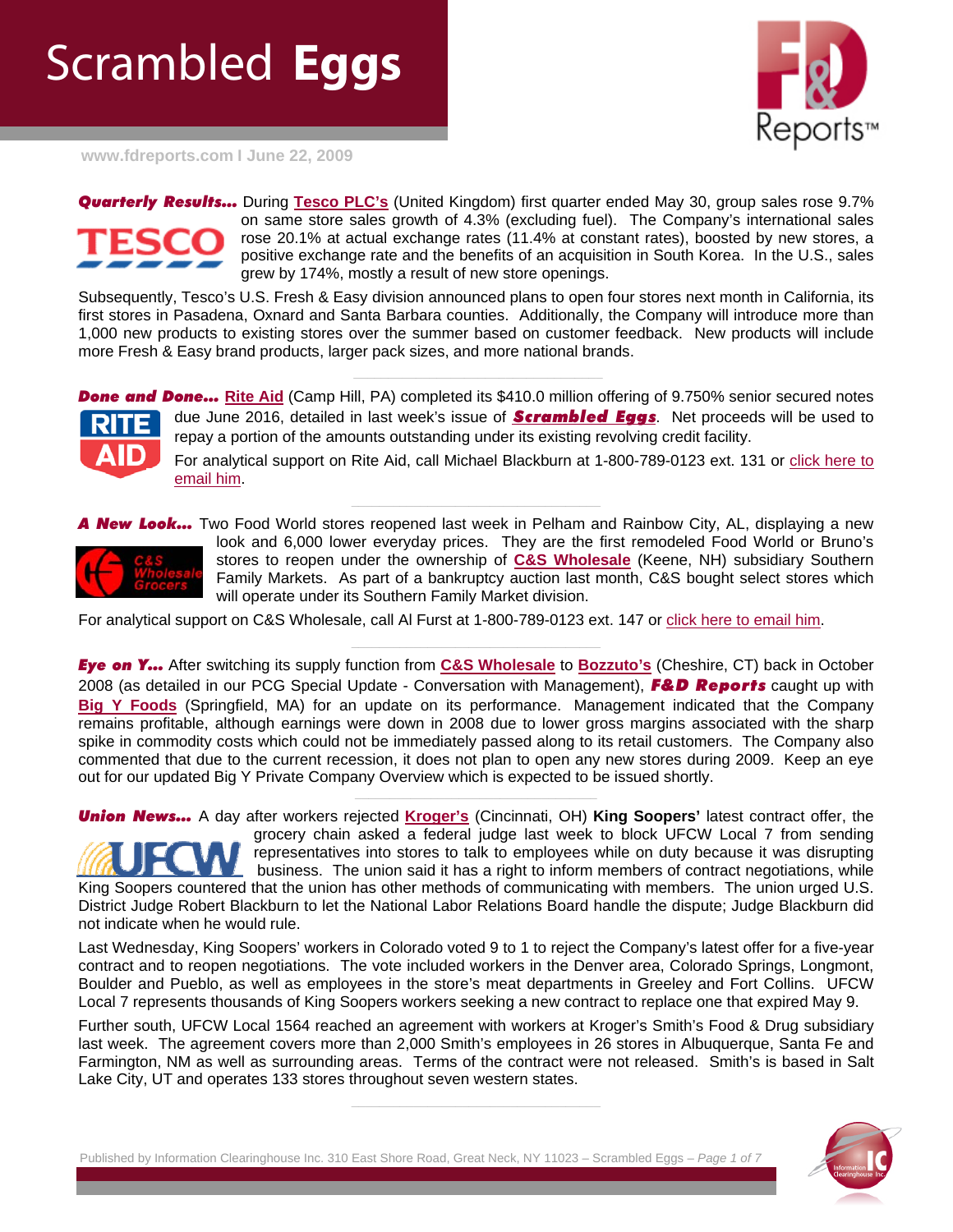# Scrambled **Eggs**

www.fdreports.com I June 22, 2009

***Quarterly Results...*** During **Tesco PLC's** (United Kingdom) first quarter ended May 30, group sales rose 9.7% on same store sales growth of 4.3% (excluding fuel). The Company's international sales rose 20.1% at actual exchange rates (11.4% at constant rates), boosted by new stores, a positive exchange rate and the benefits of an acquisition in South Korea. In the U.S., sales grew by 174%, mostly a result of new store openings.

Subsequently, Tesco's U.S. Fresh & Easy division announced plans to open four stores next month in California, its first stores in Pasadena, Oxnard and Santa Barbara counties. Additionally, the Company will introduce more than 1,000 new products to existing stores over the summer based on customer feedback. New products will include more Fresh & Easy brand products, larger pack sizes, and more national brands.

***Done and Done...*** Rite Aid (Camp Hill, PA) completed its $410.0 million offering of 9.750% senior secured notes due June 2016, detailed in last week's issue of ***Scrambled Eggs***. Net proceeds will be used to repay a portion of the amounts outstanding under its existing revolving credit facility.

For analytical support on Rite Aid, call Michael Blackburn at 1-800-789-0123 ext. 131 or click here to email him.

***A New Look...*** Two Food World stores reopened last week in Pelham and Rainbow City, AL, displaying a new look and 6,000 lower everyday prices. They are the first remodeled Food World or Bruno's stores to reopen under the ownership of **C&S Wholesale** (Keene, NH) subsidiary Southern Family Markets. As part of a bankruptcy auction last month, C&S bought select stores which will operate under its Southern Family Market division.

For analytical support on C&S Wholesale, call Al Furst at 1-800-789-0123 ext. 147 or click here to email him.

***Eye on Y...*** After switching its supply function from **C&S Wholesale** to **Bozzuto's** (Cheshire, CT) back in October 2008 (as detailed in our PCG Special Update - Conversation with Management), ***F&D Reports*** caught up with **Big Y Foods** (Springfield, MA) for an update on its performance. Management indicated that the Company remains profitable, although earnings were down in 2008 due to lower gross margins associated with the sharp spike in commodity costs which could not be immediately passed along to its retail customers. The Company also commented that due to the current recession, it does not plan to open any new stores during 2009. Keep an eye out for our updated Big Y Private Company Overview which is expected to be issued shortly.

***Union News...*** A day after workers rejected **Kroger's** (Cincinnati, OH) **King Soopers'** latest contract offer, the grocery chain asked a federal judge last week to block UFCW Local 7 from sending representatives into stores to talk to employees while on duty because it was disrupting business. The union said it has a right to inform members of contract negotiations, while King Soopers countered that the union has other methods of communicating with members. The union urged U.S. District Judge Robert Blackburn to let the National Labor Relations Board handle the dispute; Judge Blackburn did not indicate when he would rule.

Last Wednesday, King Soopers' workers in Colorado voted 9 to 1 to reject the Company's latest offer for a five-year contract and to reopen negotiations. The vote included workers in the Denver area, Colorado Springs, Longmont, Boulder and Pueblo, as well as employees in the store's meat departments in Greeley and Fort Collins. UFCW Local 7 represents thousands of King Soopers workers seeking a new contract to replace one that expired May 9.

Further south, UFCW Local 1564 reached an agreement with workers at Kroger's Smith's Food & Drug subsidiary last week. The agreement covers more than 2,000 Smith's employees in 26 stores in Albuquerque, Santa Fe and Farmington, NM as well as surrounding areas. Terms of the contract were not released. Smith's is based in Salt Lake City, UT and operates 133 stores throughout seven western states.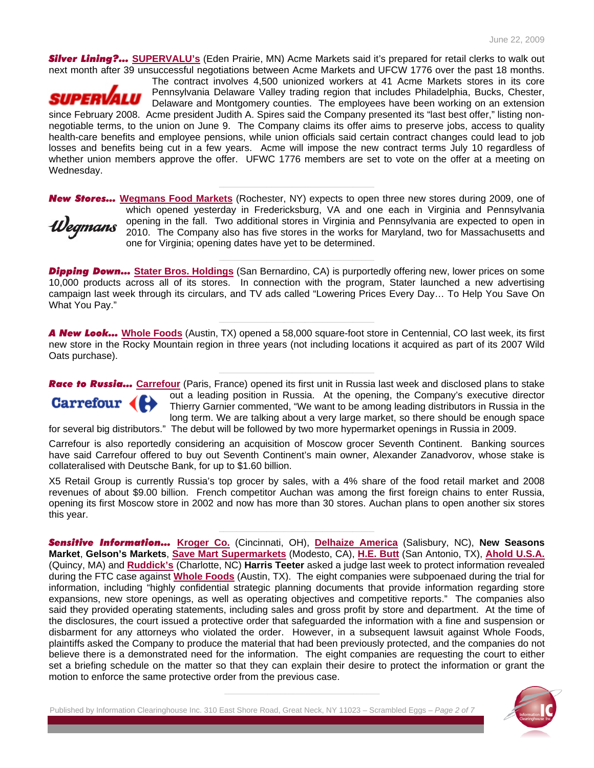June 22, 2009

***Silver Lining?...*** **SUPERVALU's** (Eden Prairie, MN) Acme Markets said it's prepared for retail clerks to walk out next month after 39 unsuccessful negotiations between Acme Markets and UFCW 1776 over the past 18 months. The contract involves 4,500 unionized workers at 41 Acme Markets stores in its core Pennsylvania Delaware Valley trading region that includes Philadelphia, Bucks, Chester, Delaware and Montgomery counties. The employees have been working on an extension since February 2008. Acme president Judith A. Spires said the Company presented its "last best offer," listing non-negotiable terms, to the union on June 9. The Company claims its offer aims to preserve jobs, access to quality health-care benefits and employee pensions, while union officials said certain contract changes could lead to job losses and benefits being cut in a few years. Acme will impose the new contract terms July 10 regardless of whether union members approve the offer. UFWC 1776 members are set to vote on the offer at a meeting on Wednesday.

***New Stores...*** **Wegmans Food Markets** (Rochester, NY) expects to open three new stores during 2009, one of which opened yesterday in Fredericksburg, VA and one each in Virginia and Pennsylvania opening in the fall. Two additional stores in Virginia and Pennsylvania are expected to open in 2010. The Company also has five stores in the works for Maryland, two for Massachusetts and one for Virginia; opening dates have yet to be determined.

***Dipping Down...*** **Stater Bros. Holdings** (San Bernardino, CA) is purportedly offering new, lower prices on some 10,000 products across all of its stores. In connection with the program, Stater launched a new advertising campaign last week through its circulars, and TV ads called "Lowering Prices Every Day… To Help You Save On What You Pay."

***A New Look...*** **Whole Foods** (Austin, TX) opened a 58,000 square-foot store in Centennial, CO last week, its first new store in the Rocky Mountain region in three years (not including locations it acquired as part of its 2007 Wild Oats purchase).

***Race to Russia...*** **Carrefour** (Paris, France) opened its first unit in Russia last week and disclosed plans to stake out a leading position in Russia. At the opening, the Company's executive director Thierry Garnier commented, "We want to be among leading distributors in Russia in the long term. We are talking about a very large market, so there should be enough space for several big distributors." The debut will be followed by two more hypermarket openings in Russia in 2009.

Carrefour is also reportedly considering an acquisition of Moscow grocer Seventh Continent. Banking sources have said Carrefour offered to buy out Seventh Continent's main owner, Alexander Zanadvorov, whose stake is collateralised with Deutsche Bank, for up to $1.60 billion.

X5 Retail Group is currently Russia's top grocer by sales, with a 4% share of the food retail market and 2008 revenues of about $9.00 billion. French competitor Auchan was among the first foreign chains to enter Russia, opening its first Moscow store in 2002 and now has more than 30 stores. Auchan plans to open another six stores this year.

***Sensitive Information...*** **Kroger Co.** (Cincinnati, OH), **Delhaize America** (Salisbury, NC), **New Seasons Market**, **Gelson's Markets**, **Save Mart Supermarkets** (Modesto, CA), **H.E. Butt** (San Antonio, TX), **Ahold U.S.A.** (Quincy, MA) and **Ruddick's** (Charlotte, NC) **Harris Teeter** asked a judge last week to protect information revealed during the FTC case against **Whole Foods** (Austin, TX). The eight companies were subpoenaed during the trial for information, including "highly confidential strategic planning documents that provide information regarding store expansions, new store openings, as well as operating objectives and competitive reports." The companies also said they provided operating statements, including sales and gross profit by store and department. At the time of the disclosures, the court issued a protective order that safeguarded the information with a fine and suspension or disbarment for any attorneys who violated the order. However, in a subsequent lawsuit against Whole Foods, plaintiffs asked the Company to produce the material that had been previously protected, and the companies do not believe there is a demonstrated need for the information. The eight companies are requesting the court to either set a briefing schedule on the matter so that they can explain their desire to protect the information or grant the motion to enforce the same protective order from the previous case.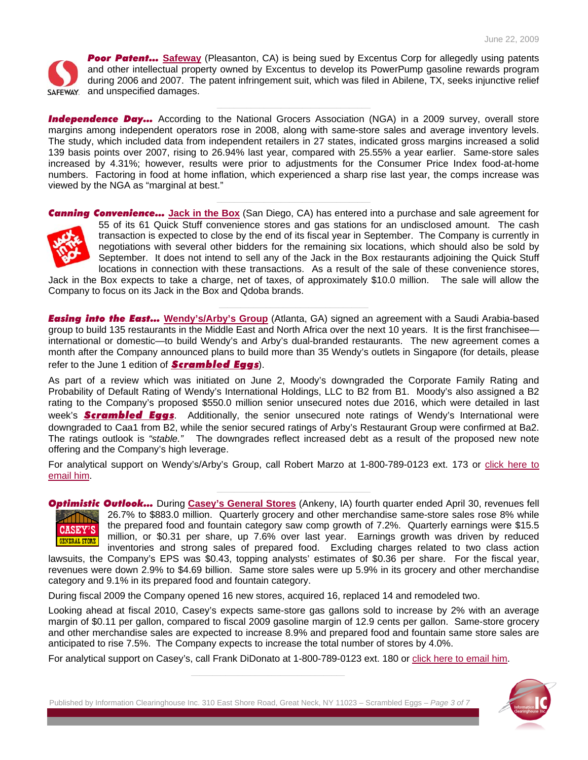June 22, 2009

***Poor Patent…*** Safeway (Pleasanton, CA) is being sued by Excentus Corp for allegedly using patents and other intellectual property owned by Excentus to develop its PowerPump gasoline rewards program during 2006 and 2007. The patent infringement suit, which was filed in Abilene, TX, seeks injunctive relief and unspecified damages.

***Independence Day…*** According to the National Grocers Association (NGA) in a 2009 survey, overall store margins among independent operators rose in 2008, along with same-store sales and average inventory levels. The study, which included data from independent retailers in 27 states, indicated gross margins increased a solid 139 basis points over 2007, rising to 26.94% last year, compared with 25.55% a year earlier. Same-store sales increased by 4.31%; however, results were prior to adjustments for the Consumer Price Index food-at-home numbers. Factoring in food at home inflation, which experienced a sharp rise last year, the comps increase was viewed by the NGA as "marginal at best."

***Canning Convenience…*** Jack in the Box (San Diego, CA) has entered into a purchase and sale agreement for 55 of its 61 Quick Stuff convenience stores and gas stations for an undisclosed amount. The cash transaction is expected to close by the end of its fiscal year in September. The Company is currently in negotiations with several other bidders for the remaining six locations, which should also be sold by September. It does not intend to sell any of the Jack in the Box restaurants adjoining the Quick Stuff locations in connection with these transactions. As a result of the sale of these convenience stores, Jack in the Box expects to take a charge, net of taxes, of approximately $10.0 million. The sale will allow the Company to focus on its Jack in the Box and Qdoba brands.

***Easing into the East…*** Wendy's/Arby's Group (Atlanta, GA) signed an agreement with a Saudi Arabia-based group to build 135 restaurants in the Middle East and North Africa over the next 10 years. It is the first franchisee—international or domestic—to build Wendy's and Arby's dual-branded restaurants. The new agreement comes a month after the Company announced plans to build more than 35 Wendy's outlets in Singapore (for details, please refer to the June 1 edition of ***Scrambled Eggs***).

As part of a review which was initiated on June 2, Moody's downgraded the Corporate Family Rating and Probability of Default Rating of Wendy's International Holdings, LLC to B2 from B1. Moody's also assigned a B2 rating to the Company's proposed $550.0 million senior unsecured notes due 2016, which were detailed in last week's ***Scrambled Eggs***. Additionally, the senior unsecured note ratings of Wendy's International were downgraded to Caa1 from B2, while the senior secured ratings of Arby's Restaurant Group were confirmed at Ba2. The ratings outlook is *"stable."* The downgrades reflect increased debt as a result of the proposed new note offering and the Company's high leverage.

For analytical support on Wendy's/Arby's Group, call Robert Marzo at 1-800-789-0123 ext. 173 or click here to email him.

***Optimistic Outlook…*** During Casey's General Stores (Ankeny, IA) fourth quarter ended April 30, revenues fell 26.7% to $883.0 million. Quarterly grocery and other merchandise same-store sales rose 8% while the prepared food and fountain category saw comp growth of 7.2%. Quarterly earnings were $15.5 million, or $0.31 per share, up 7.6% over last year. Earnings growth was driven by reduced inventories and strong sales of prepared food. Excluding charges related to two class action lawsuits, the Company's EPS was $0.43, topping analysts' estimates of $0.36 per share. For the fiscal year, revenues were down 2.9% to $4.69 billion. Same store sales were up 5.9% in its grocery and other merchandise category and 9.1% in its prepared food and fountain category.

During fiscal 2009 the Company opened 16 new stores, acquired 16, replaced 14 and remodeled two.

Looking ahead at fiscal 2010, Casey's expects same-store gas gallons sold to increase by 2% with an average margin of $0.11 per gallon, compared to fiscal 2009 gasoline margin of 12.9 cents per gallon. Same-store grocery and other merchandise sales are expected to increase 8.9% and prepared food and fountain same store sales are anticipated to rise 7.5%. The Company expects to increase the total number of stores by 4.0%.

For analytical support on Casey's, call Frank DiDonato at 1-800-789-0123 ext. 180 or click here to email him.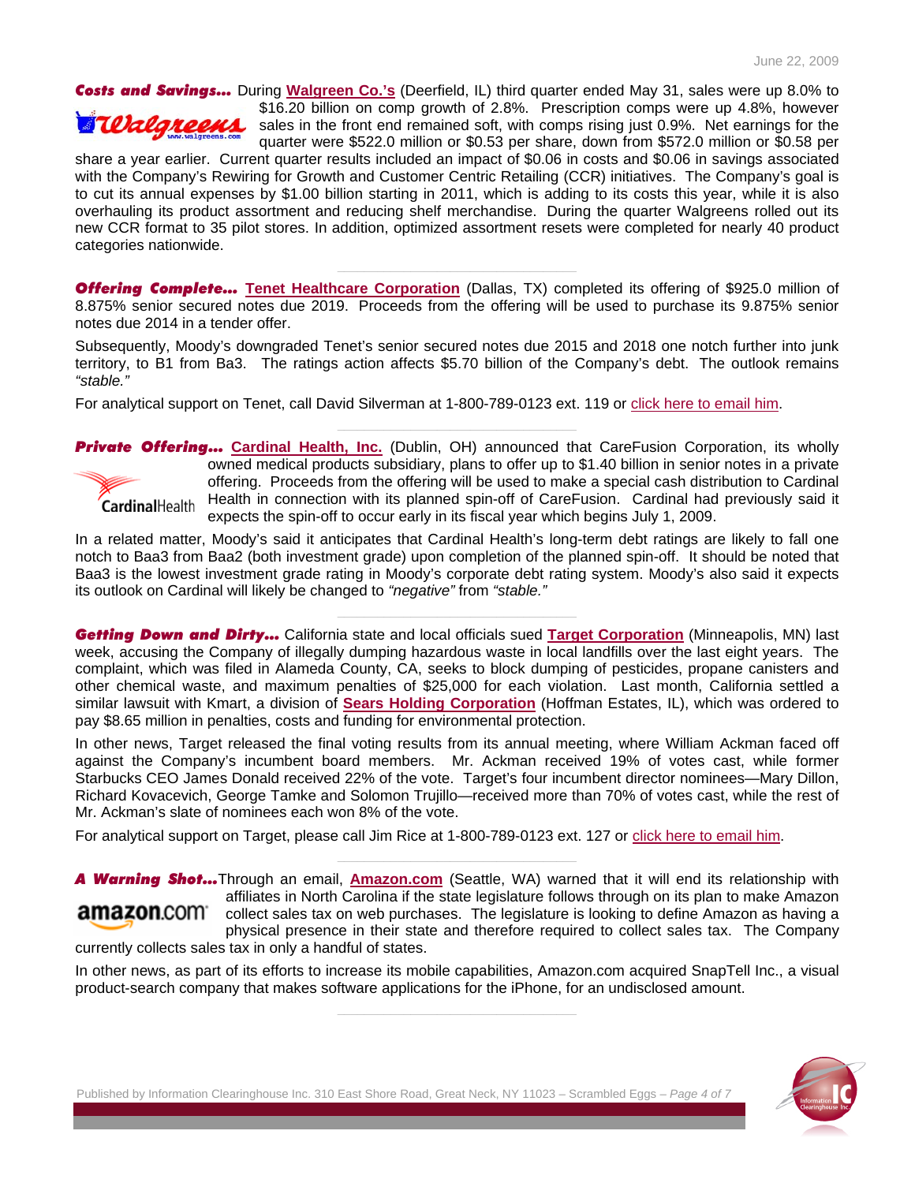June 22, 2009

***Costs and Savings...*** During **Walgreen Co.'s** (Deerfield, IL) third quarter ended May 31, sales were up 8.0% to $16.20 billion on comp growth of 2.8%. Prescription comps were up 4.8%, however sales in the front end remained soft, with comps rising just 0.9%. Net earnings for the quarter were $522.0 million or $0.53 per share, down from $572.0 million or $0.58 per share a year earlier. Current quarter results included an impact of $0.06 in costs and $0.06 in savings associated with the Company's Rewiring for Growth and Customer Centric Retailing (CCR) initiatives. The Company's goal is to cut its annual expenses by $1.00 billion starting in 2011, which is adding to its costs this year, while it is also overhauling its product assortment and reducing shelf merchandise. During the quarter Walgreens rolled out its new CCR format to 35 pilot stores. In addition, optimized assortment resets were completed for nearly 40 product categories nationwide.

***Offering Complete...*** **Tenet Healthcare Corporation** (Dallas, TX) completed its offering of $925.0 million of 8.875% senior secured notes due 2019. Proceeds from the offering will be used to purchase its 9.875% senior notes due 2014 in a tender offer.

Subsequently, Moody's downgraded Tenet's senior secured notes due 2015 and 2018 one notch further into junk territory, to B1 from Ba3. The ratings action affects $5.70 billion of the Company's debt. The outlook remains *"stable."*

For analytical support on Tenet, call David Silverman at 1-800-789-0123 ext. 119 or click here to email him.

***Private Offering...*** **Cardinal Health, Inc.** (Dublin, OH) announced that CareFusion Corporation, its wholly owned medical products subsidiary, plans to offer up to $1.40 billion in senior notes in a private offering. Proceeds from the offering will be used to make a special cash distribution to Cardinal Health in connection with its planned spin-off of CareFusion. Cardinal had previously said it expects the spin-off to occur early in its fiscal year which begins July 1, 2009.

In a related matter, Moody's said it anticipates that Cardinal Health's long-term debt ratings are likely to fall one notch to Baa3 from Baa2 (both investment grade) upon completion of the planned spin-off. It should be noted that Baa3 is the lowest investment grade rating in Moody's corporate debt rating system. Moody's also said it expects its outlook on Cardinal will likely be changed to *"negative"* from *"stable."*

***Getting Down and Dirty...*** California state and local officials sued **Target Corporation** (Minneapolis, MN) last week, accusing the Company of illegally dumping hazardous waste in local landfills over the last eight years. The complaint, which was filed in Alameda County, CA, seeks to block dumping of pesticides, propane canisters and other chemical waste, and maximum penalties of $25,000 for each violation. Last month, California settled a similar lawsuit with Kmart, a division of **Sears Holding Corporation** (Hoffman Estates, IL), which was ordered to pay $8.65 million in penalties, costs and funding for environmental protection.

In other news, Target released the final voting results from its annual meeting, where William Ackman faced off against the Company's incumbent board members. Mr. Ackman received 19% of votes cast, while former Starbucks CEO James Donald received 22% of the vote. Target's four incumbent director nominees—Mary Dillon, Richard Kovacevich, George Tamke and Solomon Trujillo—received more than 70% of votes cast, while the rest of Mr. Ackman's slate of nominees each won 8% of the vote.

For analytical support on Target, please call Jim Rice at 1-800-789-0123 ext. 127 or click here to email him.

***A Warning Shot...*** Through an email, **Amazon.com** (Seattle, WA) warned that it will end its relationship with affiliates in North Carolina if the state legislature follows through on its plan to make Amazon collect sales tax on web purchases. The legislature is looking to define Amazon as having a physical presence in their state and therefore required to collect sales tax. The Company currently collects sales tax in only a handful of states.

In other news, as part of its efforts to increase its mobile capabilities, Amazon.com acquired SnapTell Inc., a visual product-search company that makes software applications for the iPhone, for an undisclosed amount.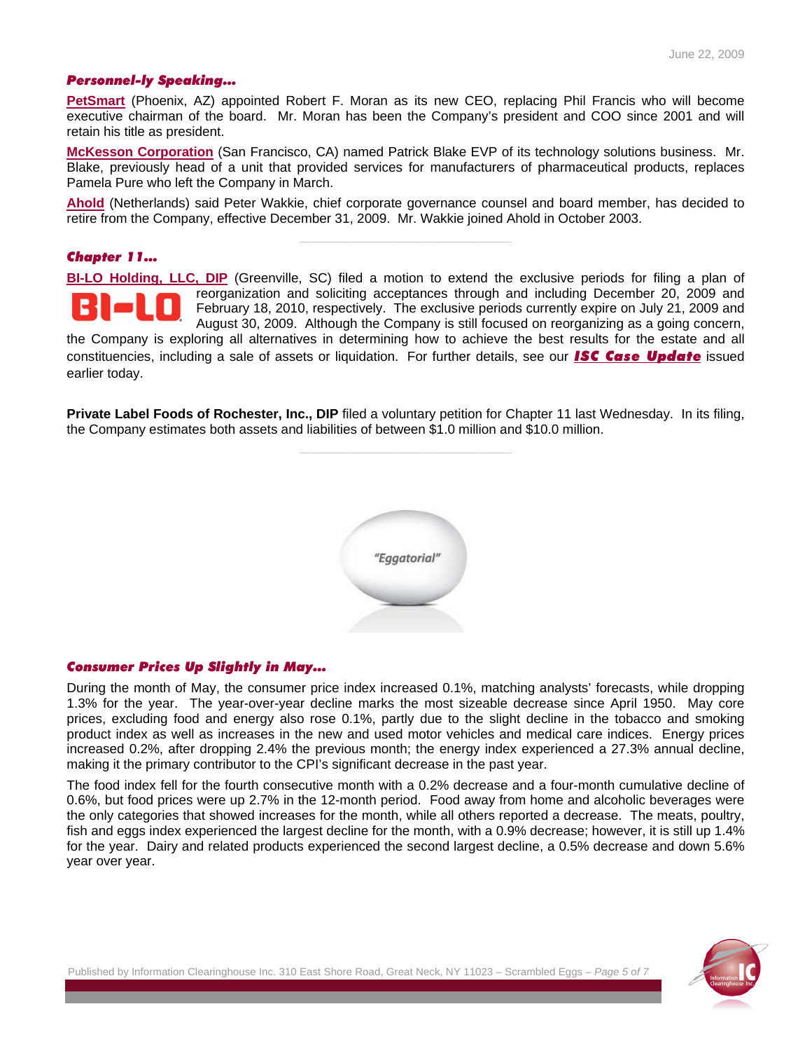### *Personnel-ly Speaking…*

**PetSmart** (Phoenix, AZ) appointed Robert F. Moran as its new CEO, replacing Phil Francis who will become executive chairman of the board. Mr. Moran has been the Company's president and COO since 2001 and will retain his title as president.

**McKesson Corporation** (San Francisco, CA) named Patrick Blake EVP of its technology solutions business. Mr. Blake, previously head of a unit that provided services for manufacturers of pharmaceutical products, replaces Pamela Pure who left the Company in March.

**Ahold** (Netherlands) said Peter Wakkie, chief corporate governance counsel and board member, has decided to retire from the Company, effective December 31, 2009. Mr. Wakkie joined Ahold in October 2003.

---

### *Chapter 11…*

**BI-LO Holding, LLC, DIP** (Greenville, SC) filed a motion to extend the exclusive periods for filing a plan of reorganization and soliciting acceptances through and including December 20, 2009 and February 18, 2010, respectively. The exclusive periods currently expire on July 21, 2009 and August 30, 2009. Although the Company is still focused on reorganizing as a going concern, the Company is exploring all alternatives in determining how to achieve the best results for the estate and all constituencies, including a sale of assets or liquidation. For further details, see our ***ISC Case Update*** issued earlier today.

**Private Label Foods of Rochester, Inc., DIP** filed a voluntary petition for Chapter 11 last Wednesday. In its filing, the Company estimates both assets and liabilities of between $1.0 million and $10.0 million.

---

*"Eggatorial"*

### *Consumer Prices Up Slightly in May…*

During the month of May, the consumer price index increased 0.1%, matching analysts' forecasts, while dropping 1.3% for the year. The year-over-year decline marks the most sizeable decrease since April 1950. May core prices, excluding food and energy also rose 0.1%, partly due to the slight decline in the tobacco and smoking product index as well as increases in the new and used motor vehicles and medical care indices. Energy prices increased 0.2%, after dropping 2.4% the previous month; the energy index experienced a 27.3% annual decline, making it the primary contributor to the CPI's significant decrease in the past year.

The food index fell for the fourth consecutive month with a 0.2% decrease and a four-month cumulative decline of 0.6%, but food prices were up 2.7% in the 12-month period. Food away from home and alcoholic beverages were the only categories that showed increases for the month, while all others reported a decrease. The meats, poultry, fish and eggs index experienced the largest decline for the month, with a 0.9% decrease; however, it is still up 1.4% for the year. Dairy and related products experienced the second largest decline, a 0.5% decrease and down 5.6% year over year.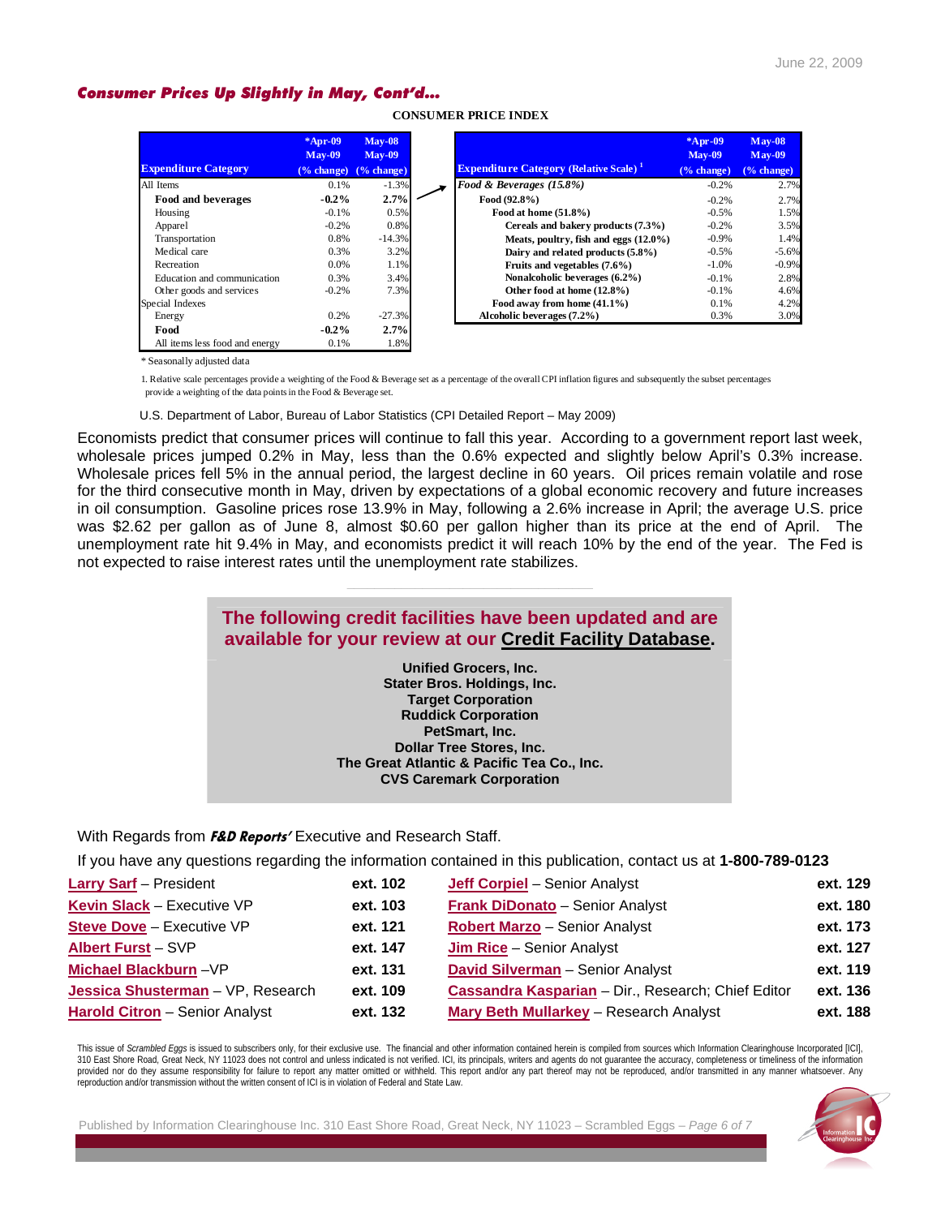## *Consumer Prices Up Slightly in May, Cont'd…*

**CONSUMER PRICE INDEX**

| Expenditure Category | *Apr-09 May-09 (% change) | May-08 May-09 (% change) |
|---|---|---|
| All Items | 0.1% | -1.3% |
| **Food and beverages** | **-0.2%** | **2.7%** |
| Housing | -0.1% | 0.5% |
| Apparel | -0.2% | 0.8% |
| Transportation | 0.8% | -14.3% |
| Medical care | 0.3% | 3.2% |
| Recreation | 0.0% | 1.1% |
| Education and communication | 0.3% | 3.4% |
| Other goods and services | -0.2% | 7.3% |
| Special Indexes | | |
| Energy | 0.2% | -27.3% |
| **Food** | **-0.2%** | **2.7%** |
| All items less food and energy | 0.1% | 1.8% |

| Expenditure Category (Relative Scale) [1] | *Apr-09 May-09 (% change) | May-08 May-09 (% change) |
|---|---|---|
| ***Food & Beverages (15.8%)*** | -0.2% | 2.7% |
| **Food (92.8%)** | -0.2% | 2.7% |
| **Food at home (51.8%)** | -0.5% | 1.5% |
| **Cereals and bakery products (7.3%)** | -0.2% | 3.5% |
| **Meats, poultry, fish and eggs (12.0%)** | -0.9% | 1.4% |
| **Dairy and related products (5.8%)** | -0.5% | -5.6% |
| **Fruits and vegetables (7.6%)** | -1.0% | -0.9% |
| **Nonalcoholic beverages (6.2%)** | -0.1% | 2.8% |
| **Other food at home (12.8%)** | -0.1% | 4.6% |
| **Food away from home (41.1%)** | 0.1% | 4.2% |
| **Alcoholic beverages (7.2%)** | 0.3% | 3.0% |

\* Seasonally adjusted data

1. Relative scale percentages provide a weighting of the Food & Beverage set as a percentage of the overall CPI inflation figures and subsequently the subset percentages provide a weighting of the data points in the Food & Beverage set.

U.S. Department of Labor, Bureau of Labor Statistics (CPI Detailed Report – May 2009)

Economists predict that consumer prices will continue to fall this year. According to a government report last week, wholesale prices jumped 0.2% in May, less than the 0.6% expected and slightly below April's 0.3% increase. Wholesale prices fell 5% in the annual period, the largest decline in 60 years. Oil prices remain volatile and rose for the third consecutive month in May, driven by expectations of a global economic recovery and future increases in oil consumption. Gasoline prices rose 13.9% in May, following a 2.6% increase in April; the average U.S. price was $2.62 per gallon as of June 8, almost $0.60 per gallon higher than its price at the end of April. The unemployment rate hit 9.4% in May, and economists predict it will reach 10% by the end of the year. The Fed is not expected to raise interest rates until the unemployment rate stabilizes.

**The following credit facilities have been updated and are available for your review at our Credit Facility Database.**

**Unified Grocers, Inc.**
**Stater Bros. Holdings, Inc.**
**Target Corporation**
**Ruddick Corporation**
**PetSmart, Inc.**
**Dollar Tree Stores, Inc.**
**The Great Atlantic & Pacific Tea Co., Inc.**
**CVS Caremark Corporation**

With Regards from ***F&D Reports'*** Executive and Research Staff.

If you have any questions regarding the information contained in this publication, contact us at **1-800-789-0123**

| Name | Ext. | Name | Ext. |
|---|---|---|---|
| **Larry Sarf** – President | **ext. 102** | **Jeff Corpiel** – Senior Analyst | **ext. 129** |
| **Kevin Slack** – Executive VP | **ext. 103** | **Frank DiDonato** – Senior Analyst | **ext. 180** |
| **Steve Dove** – Executive VP | **ext. 121** | **Robert Marzo** – Senior Analyst | **ext. 173** |
| **Albert Furst** – SVP | **ext. 147** | **Jim Rice** – Senior Analyst | **ext. 127** |
| **Michael Blackburn** –VP | **ext. 131** | **David Silverman** – Senior Analyst | **ext. 119** |
| **Jessica Shusterman** – VP, Research | **ext. 109** | **Cassandra Kasparian** – Dir., Research; Chief Editor | **ext. 136** |
| **Harold Citron** – Senior Analyst | **ext. 132** | **Mary Beth Mullarkey** – Research Analyst | **ext. 188** |

This issue of *Scrambled Eggs* is issued to subscribers only, for their exclusive use. The financial and other information contained herein is compiled from sources which Information Clearinghouse Incorporated [ICI], 310 East Shore Road, Great Neck, NY 11023 does not control and unless indicated is not verified. ICI, its principals, writers and agents do not guarantee the accuracy, completeness or timeliness of the information provided nor do they assume responsibility for failure to report any matter omitted or withheld. This report and/or any part thereof may not be reproduced, and/or transmitted in any manner whatsoever. Any reproduction and/or transmission without the written consent of ICI is in violation of Federal and State Law.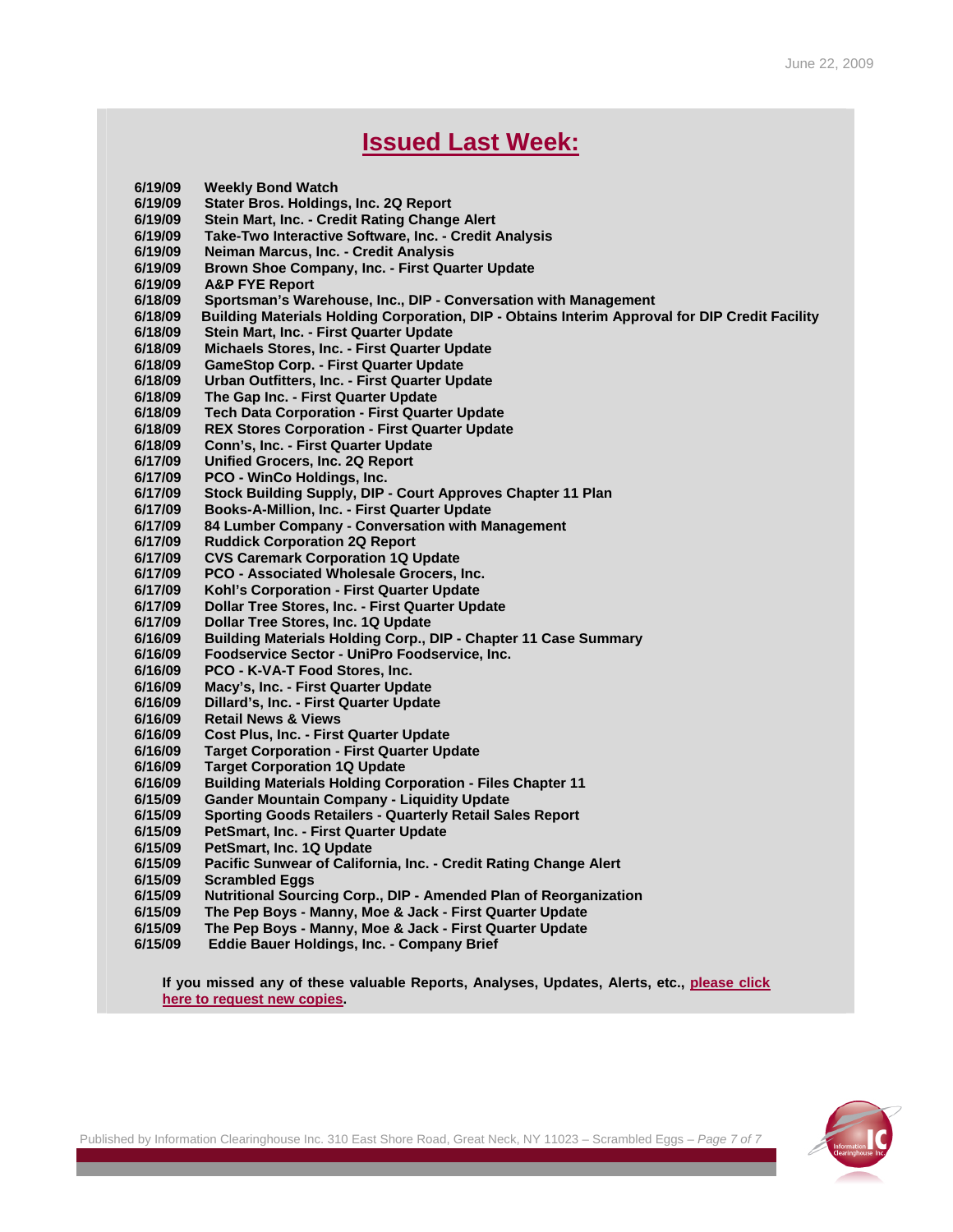June 22, 2009

## Issued Last Week:

| | |
|---|---|
| 6/19/09 | Weekly Bond Watch |
| 6/19/09 | Stater Bros. Holdings, Inc. 2Q Report |
| 6/19/09 | Stein Mart, Inc. - Credit Rating Change Alert |
| 6/19/09 | Take-Two Interactive Software, Inc. - Credit Analysis |
| 6/19/09 | Neiman Marcus, Inc. - Credit Analysis |
| 6/19/09 | Brown Shoe Company, Inc. - First Quarter Update |
| 6/19/09 | A&P FYE Report |
| 6/18/09 | Sportsman's Warehouse, Inc., DIP - Conversation with Management |
| 6/18/09 | Building Materials Holding Corporation, DIP - Obtains Interim Approval for DIP Credit Facility |
| 6/18/09 | Stein Mart, Inc. - First Quarter Update |
| 6/18/09 | Michaels Stores, Inc. - First Quarter Update |
| 6/18/09 | GameStop Corp. - First Quarter Update |
| 6/18/09 | Urban Outfitters, Inc. - First Quarter Update |
| 6/18/09 | The Gap Inc. - First Quarter Update |
| 6/18/09 | Tech Data Corporation - First Quarter Update |
| 6/18/09 | REX Stores Corporation - First Quarter Update |
| 6/18/09 | Conn's, Inc. - First Quarter Update |
| 6/17/09 | Unified Grocers, Inc. 2Q Report |
| 6/17/09 | PCO - WinCo Holdings, Inc. |
| 6/17/09 | Stock Building Supply, DIP - Court Approves Chapter 11 Plan |
| 6/17/09 | Books-A-Million, Inc. - First Quarter Update |
| 6/17/09 | 84 Lumber Company - Conversation with Management |
| 6/17/09 | Ruddick Corporation 2Q Report |
| 6/17/09 | CVS Caremark Corporation 1Q Update |
| 6/17/09 | PCO - Associated Wholesale Grocers, Inc. |
| 6/17/09 | Kohl's Corporation - First Quarter Update |
| 6/17/09 | Dollar Tree Stores, Inc. - First Quarter Update |
| 6/17/09 | Dollar Tree Stores, Inc. 1Q Update |
| 6/16/09 | Building Materials Holding Corp., DIP - Chapter 11 Case Summary |
| 6/16/09 | Foodservice Sector - UniPro Foodservice, Inc. |
| 6/16/09 | PCO - K-VA-T Food Stores, Inc. |
| 6/16/09 | Macy's, Inc. - First Quarter Update |
| 6/16/09 | Dillard's, Inc. - First Quarter Update |
| 6/16/09 | Retail News & Views |
| 6/16/09 | Cost Plus, Inc. - First Quarter Update |
| 6/16/09 | Target Corporation - First Quarter Update |
| 6/16/09 | Target Corporation 1Q Update |
| 6/16/09 | Building Materials Holding Corporation - Files Chapter 11 |
| 6/15/09 | Gander Mountain Company - Liquidity Update |
| 6/15/09 | Sporting Goods Retailers - Quarterly Retail Sales Report |
| 6/15/09 | PetSmart, Inc. - First Quarter Update |
| 6/15/09 | PetSmart, Inc. 1Q Update |
| 6/15/09 | Pacific Sunwear of California, Inc. - Credit Rating Change Alert |
| 6/15/09 | Scrambled Eggs |
| 6/15/09 | Nutritional Sourcing Corp., DIP - Amended Plan of Reorganization |
| 6/15/09 | The Pep Boys - Manny, Moe & Jack - First Quarter Update |
| 6/15/09 | The Pep Boys - Manny, Moe & Jack - First Quarter Update |
| 6/15/09 | Eddie Bauer Holdings, Inc. - Company Brief |

**If you missed any of these valuable Reports, Analyses, Updates, Alerts, etc., please click here to request new copies.**